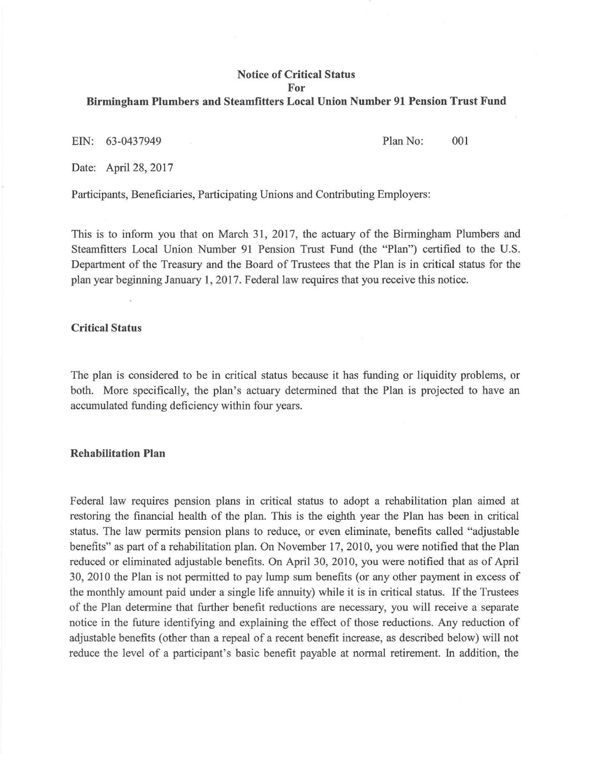# Notice of Critical Status
# For
# Birmingham Plumbers and Steamfitters Local Union Number 91 Pension Trust Fund

EIN: 63-0437949 Plan No: 001

Date: April 28, 2017

Participants, Beneficiaries, Participating Unions and Contributing Employers:

This is to inform you that on March 31, 2017, the actuary of the Birmingham Plumbers and Steamfitters Local Union Number 91 Pension Trust Fund (the "Plan") certified to the U.S. Department of the Treasury and the Board of Trustees that the Plan is in critical status for the plan year beginning January 1, 2017. Federal law requires that you receive this notice.

## Critical Status

The plan is considered to be in critical status because it has funding or liquidity problems, or both. More specifically, the plan's actuary determined that the Plan is projected to have an accumulated funding deficiency within four years.

## Rehabilitation Plan

Federal law requires pension plans in critical status to adopt a rehabilitation plan aimed at restoring the financial health of the plan. This is the eighth year the Plan has been in critical status. The law permits pension plans to reduce, or even eliminate, benefits called "adjustable benefits" as part of a rehabilitation plan. On November 17, 2010, you were notified that the Plan reduced or eliminated adjustable benefits. On April 30, 2010, you were notified that as of April 30, 2010 the Plan is not permitted to pay lump sum benefits (or any other payment in excess of the monthly amount paid under a single life annuity) while it is in critical status. If the Trustees of the Plan determine that further benefit reductions are necessary, you will receive a separate notice in the future identifying and explaining the effect of those reductions. Any reduction of adjustable benefits (other than a repeal of a recent benefit increase, as described below) will not reduce the level of a participant's basic benefit payable at normal retirement. In addition, the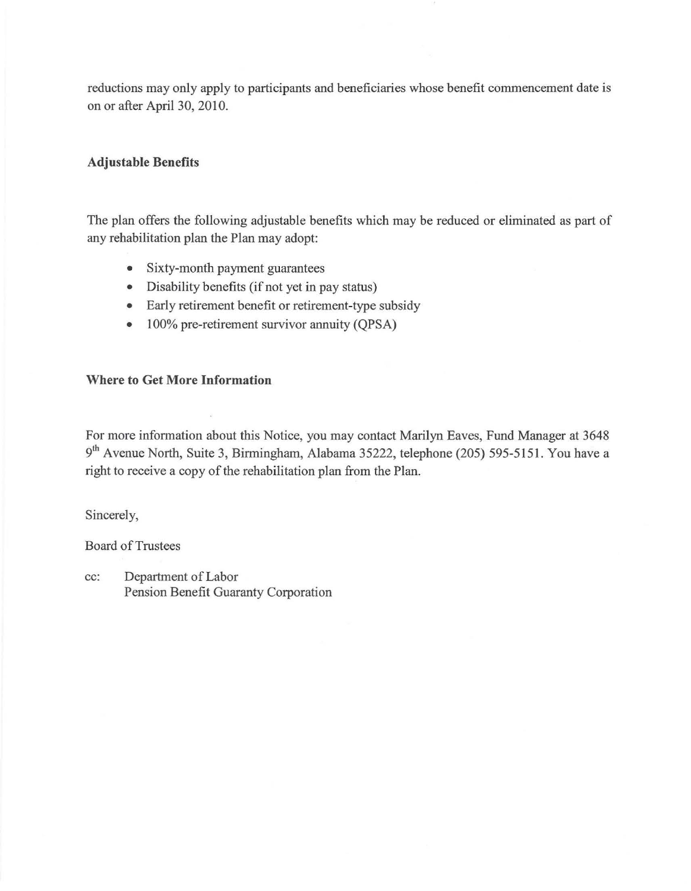reductions may only apply to participants and beneficiaries whose benefit commencement date is on or after April 30, 2010.

### Adjustable Benefits

The plan offers the following adjustable benefits which may be reduced or eliminated as part of any rehabilitation plan the Plan may adopt:

- Sixty-month payment guarantees
- Disability benefits (if not yet in pay status)
- Early retirement benefit or retirement-type subsidy
- 100% pre-retirement survivor annuity (QPSA)

### Where to Get More Information

For more information about this Notice, you may contact Marilyn Eaves, Fund Manager at 3648 9th Avenue North, Suite 3, Birmingham, Alabama 35222, telephone (205) 595-5151. You have a right to receive a copy of the rehabilitation plan from the Plan.

Sincerely,

Board of Trustees

cc: Department of Labor
Pension Benefit Guaranty Corporation